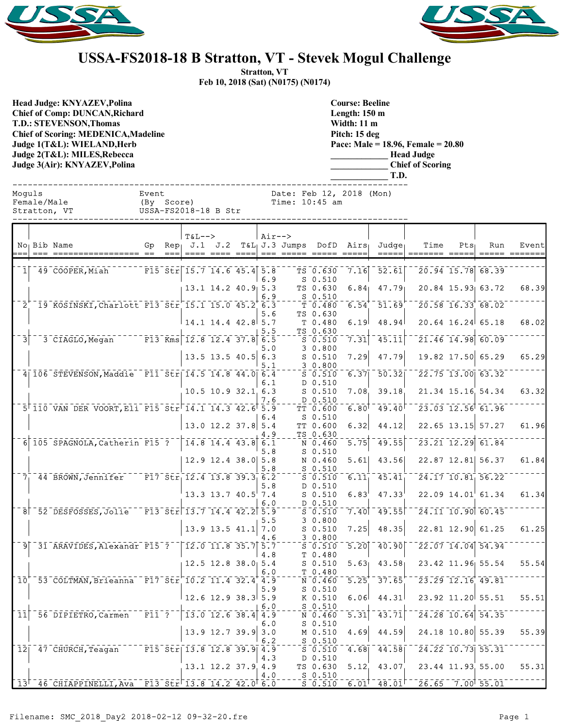# USSA-FS2018-18 B Stratton, VT - Stevek Mogul Challenge

**Stratton, VT**
**Feb 10, 2018 (Sat) (N0175) (N0174)**

**Head Judge: KNYAZEV,Polina**
**Chief of Comp: DUNCAN,Richard**
**T.D.: STEVENSON,Thomas**
**Chief of Scoring: MEDENICA,Madeline**
**Judge 1(T&L): WIELAND,Herb**
**Judge 2(T&L): MILES,Rebecca**
**Judge 3(Air): KNYAZEV,Polina**

**Course: Beeline**
**Length: 150 m**
**Width: 11 m**
**Pitch: 15 deg**
**Pace: Male = 18.96, Female = 20.80**
_____________ **Head Judge**
_____________ **Chief of Scoring**
_____________ **T.D.**

```
Moguls               Event                Date: Feb 12, 2018 (Mon)
Female/Male          (By  Score)          Time: 10:45 am
Stratton, VT         USSA-FS2018-18 B Str
```

| No | Bib | Name | Gp | Rep | T&L--> J.1 | J.2 | T&L | Air--> J.3 | Jumps | DofD | Airs | Judge | Time | Pts | Run | Event |
|---|---|---|---|---|---|---|---|---|---|---|---|---|---|---|---|---|
| 1 | 49 | COOPER,Miah | F15 | Str | 15.7 | 14.6 | 45.4 | 5.8 | TS | 0.630 | 7.16 | 52.61 | 20.94 | 15.78 | 68.39 | |
| | | | | | | | | 6.9 | S | 0.510 | | | | | | |
| | | | | | 13.1 | 14.2 | 40.9 | 5.3 | TS | 0.630 | 6.84 | 47.79 | 20.84 | 15.93 | 63.72 | 68.39 |
| | | | | | | | | 6.9 | S | 0.510 | | | | | | |
| 2 | 19 | KOSINSKI,Charlott | F13 | Str | 15.1 | 15.0 | 45.2 | 6.3 | T | 0.480 | 6.54 | 51.69 | 20.58 | 16.33 | 68.02 | |
| | | | | | | | | 5.6 | TS | 0.630 | | | | | | |
| | | | | | 14.1 | 14.4 | 42.8 | 5.7 | T | 0.480 | 6.19 | 48.94 | 20.64 | 16.24 | 65.18 | 68.02 |
| | | | | | | | | 5.5 | TS | 0.630 | | | | | | |
| 3 | 3 | CIAGLO,Megan | F13 | Kms | 12.8 | 12.4 | 37.8 | 6.5 | S | 0.510 | 7.31 | 45.11 | 21.46 | 14.98 | 60.09 | |
| | | | | | | | | 5.0 | 3 | 0.800 | | | | | | |
| | | | | | 13.5 | 13.5 | 40.5 | 6.3 | S | 0.510 | 7.29 | 47.79 | 19.82 | 17.50 | 65.29 | 65.29 |
| | | | | | | | | 5.1 | 3 | 0.800 | | | | | | |
| 4 | 106 | STEVENSON,Maddie | F11 | Str | 14.5 | 14.8 | 44.0 | 6.4 | S | 0.510 | 6.37 | 50.32 | 22.75 | 13.00 | 63.32 | |
| | | | | | | | | 6.1 | D | 0.510 | | | | | | |
| | | | | | 10.5 | 10.9 | 32.1 | 6.3 | S | 0.510 | 7.08 | 39.18 | 21.34 | 15.16 | 54.34 | 63.32 |
| | | | | | | | | 7.6 | D | 0.510 | | | | | | |
| 5 | 110 | VAN DER VOORT,Eli | F15 | Str | 14.1 | 14.3 | 42.6 | 5.9 | TT | 0.600 | 6.80 | 49.40 | 23.03 | 12.56 | 61.96 | |
| | | | | | | | | 6.4 | S | 0.510 | | | | | | |
| | | | | | 13.0 | 12.2 | 37.8 | 5.4 | TT | 0.600 | 6.32 | 44.12 | 22.65 | 13.15 | 57.27 | 61.96 |
| | | | | | | | | 4.9 | TS | 0.630 | | | | | | |
| 6 | 105 | SPAGNOLA,Catherin | F15 | ? | 14.8 | 14.4 | 43.8 | 6.1 | N | 0.460 | 5.75 | 49.55 | 23.21 | 12.29 | 61.84 | |
| | | | | | | | | 5.8 | S | 0.510 | | | | | | |
| | | | | | 12.9 | 12.4 | 38.0 | 5.8 | N | 0.460 | 5.61 | 43.56 | 22.87 | 12.81 | 56.37 | 61.84 |
| | | | | | | | | 5.8 | S | 0.510 | | | | | | |
| 7 | 44 | BROWN,Jennifer | F17 | Str | 12.4 | 13.8 | 39.3 | 6.2 | S | 0.510 | 6.11 | 45.41 | 24.17 | 10.81 | 56.22 | |
| | | | | | | | | 5.8 | D | 0.510 | | | | | | |
| | | | | | 13.3 | 13.7 | 40.5 | 7.4 | S | 0.510 | 6.83 | 47.33 | 22.09 | 14.01 | 61.34 | 61.34 |
| | | | | | | | | 6.0 | D | 0.510 | | | | | | |
| 8 | 52 | DESFOSSES,Jolie | F13 | Str | 13.7 | 14.4 | 42.2 | 5.9 | S | 0.510 | 7.40 | 49.55 | 24.11 | 10.90 | 60.45 | |
| | | | | | | | | 5.5 | 3 | 0.800 | | | | | | |
| | | | | | 13.9 | 13.5 | 41.1 | 7.0 | S | 0.510 | 7.25 | 48.35 | 22.81 | 12.90 | 61.25 | 61.25 |
| | | | | | | | | 4.6 | 3 | 0.800 | | | | | | |
| 9 | 31 | ARAVIDES,Alexandr | F15 | ? | 12.0 | 11.8 | 35.7 | 5.7 | S | 0.510 | 5.20 | 40.90 | 22.07 | 14.04 | 54.94 | |
| | | | | | | | | 4.8 | T | 0.480 | | | | | | |
| | | | | | 12.5 | 12.8 | 38.0 | 5.4 | S | 0.510 | 5.63 | 43.58 | 23.42 | 11.96 | 55.54 | 55.54 |
| | | | | | | | | 6.0 | T | 0.480 | | | | | | |
| 10 | 53 | COLTMAN,Brieanna | F17 | Str | 10.2 | 11.4 | 32.4 | 4.9 | N | 0.460 | 5.25 | 37.65 | 23.29 | 12.16 | 49.81 | |
| | | | | | | | | 5.9 | S | 0.510 | | | | | | |
| | | | | | 12.6 | 12.9 | 38.3 | 5.9 | K | 0.510 | 6.06 | 44.31 | 23.92 | 11.20 | 55.51 | 55.51 |
| | | | | | | | | 6.0 | S | 0.510 | | | | | | |
| 11 | 56 | DIPIETRO,Carmen | F11 | ? | 13.0 | 12.6 | 38.4 | 4.9 | N | 0.460 | 5.31 | 43.71 | 24.28 | 10.64 | 54.35 | |
| | | | | | | | | 6.0 | S | 0.510 | | | | | | |
| | | | | | 13.9 | 12.7 | 39.9 | 3.0 | M | 0.510 | 4.69 | 44.59 | 24.18 | 10.80 | 55.39 | 55.39 |
| | | | | | | | | 6.2 | S | 0.510 | | | | | | |
| 12 | 47 | CHURCH,Teagan | F15 | Str | 13.8 | 12.8 | 39.9 | 4.9 | S | 0.510 | 4.68 | 44.58 | 24.22 | 10.73 | 55.31 | |
| | | | | | | | | 4.3 | D | 0.510 | | | | | | |
| | | | | | 13.1 | 12.2 | 37.9 | 4.9 | TS | 0.630 | 5.12 | 43.07 | 23.44 | 11.93 | 55.00 | 55.31 |
| | | | | | | | | 4.0 | S | 0.510 | | | | | | |
| 13 | 46 | CHIAPPINELLI,Ava | F13 | Str | 13.8 | 14.2 | 42.0 | 6.0 | S | 0.510 | 6.01 | 48.01 | 26.65 | 7.00 | 55.01 | |

Filename: SMC_2018_Day2 2018-02-12 09-32-20.fre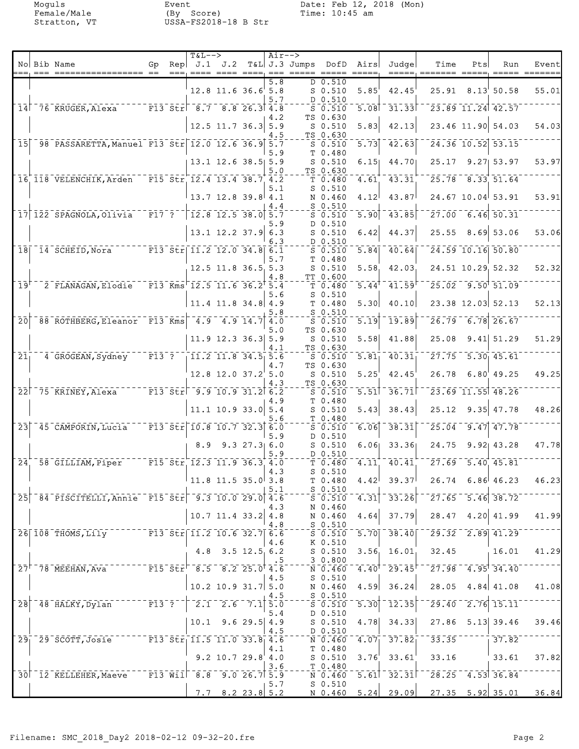Moguls
Female/Male
Stratton, VT

Event
(By Score)
USSA-FS2018-18 B Str

Date: Feb 12, 2018 (Mon)
Time: 10:45 am

| No | Bib | Name | Gp | Rep | J.1 | J.2 | T&L | J.3 | Jumps | DofD | Airs | Judge | Time | Pts | Run | Event |
|---|---|---|---|---|---|---|---|---|---|---|---|---|---|---|---|---|
| | | | | | | | | 5.8 | D | 0.510 | | | | | | |
| | | | | | 12.8 | 11.6 | 36.6 | 5.8 | S | 0.510 | 5.85 | 42.45 | 25.91 | 8.13 | 50.58 | 55.01 |
| | | | | | | | | 5.7 | D | 0.510 | | | | | | |
| 14 | 76 | KRUGER,Alexa | F13 | Str | 8.7 | 8.8 | 26.3 | 4.8 | S | 0.510 | 5.08 | 31.33 | 23.89 | 11.24 | 42.57 | |
| | | | | | | | | 4.2 | TS | 0.630 | | | | | | |
| | | | | | 12.5 | 11.7 | 36.3 | 5.9 | S | 0.510 | 5.83 | 42.13 | 23.46 | 11.90 | 54.03 | 54.03 |
| | | | | | | | | 4.5 | TS | 0.630 | | | | | | |
| 15 | 98 | PASSARETTA,Manuel | F13 | Str | 12.0 | 12.6 | 36.9 | 5.7 | S | 0.510 | 5.73 | 42.63 | 24.36 | 10.52 | 53.15 | |
| | | | | | | | | 5.9 | T | 0.480 | | | | | | |
| | | | | | 13.1 | 12.6 | 38.5 | 5.9 | S | 0.510 | 6.15 | 44.70 | 25.17 | 9.27 | 53.97 | 53.97 |
| | | | | | | | | 5.0 | TS | 0.630 | | | | | | |
| 16 | 118 | VELENCHIK,Arden | F15 | Str | 12.4 | 13.4 | 38.7 | 4.2 | T | 0.480 | 4.61 | 43.31 | 25.78 | 8.33 | 51.64 | |
| | | | | | | | | 5.1 | S | 0.510 | | | | | | |
| | | | | | 13.7 | 12.8 | 39.8 | 4.1 | N | 0.460 | 4.12 | 43.87 | 24.67 | 10.04 | 53.91 | 53.91 |
| | | | | | | | | 4.4 | S | 0.510 | | | | | | |
| 17 | 122 | SPAGNOLA,Olivia | F17 | ? | 12.8 | 12.5 | 38.0 | 5.7 | S | 0.510 | 5.90 | 43.85 | 27.00 | 6.46 | 50.31 | |
| | | | | | | | | 5.9 | D | 0.510 | | | | | | |
| | | | | | 13.1 | 12.2 | 37.9 | 6.3 | S | 0.510 | 6.42 | 44.37 | 25.55 | 8.69 | 53.06 | 53.06 |
| | | | | | | | | 6.3 | D | 0.510 | | | | | | |
| 18 | 14 | SCHEID,Nora | F13 | Str | 11.2 | 12.0 | 34.8 | 6.1 | S | 0.510 | 5.84 | 40.64 | 24.59 | 10.16 | 50.80 | |
| | | | | | | | | 5.7 | T | 0.480 | | | | | | |
| | | | | | 12.5 | 11.8 | 36.5 | 5.3 | S | 0.510 | 5.58 | 42.03 | 24.51 | 10.29 | 52.32 | 52.32 |
| | | | | | | | | 4.8 | TT | 0.600 | | | | | | |
| 19 | 2 | FLANAGAN,Elodie | F13 | Kms | 12.5 | 11.6 | 36.2 | 5.4 | T | 0.480 | 5.44 | 41.59 | 25.02 | 9.50 | 51.09 | |
| | | | | | | | | 5.6 | S | 0.510 | | | | | | |
| | | | | | 11.4 | 11.8 | 34.8 | 4.9 | T | 0.480 | 5.30 | 40.10 | 23.38 | 12.03 | 52.13 | 52.13 |
| | | | | | | | | 5.8 | S | 0.510 | | | | | | |
| 20 | 88 | ROTHBERG,Eleanor | F13 | Kms | 4.9 | 4.9 | 14.7 | 4.0 | S | 0.510 | 5.19 | 19.89 | 26.79 | 6.78 | 26.67 | |
| | | | | | | | | 5.0 | TS | 0.630 | | | | | | |
| | | | | | 11.9 | 12.3 | 36.3 | 5.9 | S | 0.510 | 5.58 | 41.88 | 25.08 | 9.41 | 51.29 | 51.29 |
| | | | | | | | | 4.1 | TS | 0.630 | | | | | | |
| 21 | 4 | GROGEAN,Sydney | F13 | ? | 11.2 | 11.8 | 34.5 | 5.6 | S | 0.510 | 5.81 | 40.31 | 27.75 | 5.30 | 45.61 | |
| | | | | | | | | 4.7 | TS | 0.630 | | | | | | |
| | | | | | 12.8 | 12.0 | 37.2 | 5.0 | S | 0.510 | 5.25 | 42.45 | 26.78 | 6.80 | 49.25 | 49.25 |
| | | | | | | | | 4.3 | TS | 0.630 | | | | | | |
| 22 | 75 | KRINEY,Alexa | F13 | Str | 9.9 | 10.9 | 31.2 | 6.2 | S | 0.510 | 5.51 | 36.71 | 23.69 | 11.55 | 48.26 | |
| | | | | | | | | 4.9 | T | 0.480 | | | | | | |
| | | | | | 11.1 | 10.9 | 33.0 | 5.4 | S | 0.510 | 5.43 | 38.43 | 25.12 | 9.35 | 47.78 | 48.26 |
| | | | | | | | | 5.6 | T | 0.480 | | | | | | |
| 23 | 45 | CAMPORIN,Lucia | F13 | Str | 10.8 | 10.7 | 32.3 | 6.0 | S | 0.510 | 6.06 | 38.31 | 25.04 | 9.47 | 47.78 | |
| | | | | | | | | 5.9 | D | 0.510 | | | | | | |
| | | | | | 8.9 | 9.3 | 27.3 | 6.0 | S | 0.510 | 6.06 | 33.36 | 24.75 | 9.92 | 43.28 | 47.78 |
| | | | | | | | | 5.9 | D | 0.510 | | | | | | |
| 24 | 58 | GILLIAM,Piper | F15 | Str | 12.3 | 11.9 | 36.3 | 4.0 | T | 0.480 | 4.11 | 40.41 | 27.69 | 5.40 | 45.81 | |
| | | | | | | | | 4.3 | S | 0.510 | | | | | | |
| | | | | | 11.8 | 11.5 | 35.0 | 3.8 | T | 0.480 | 4.42 | 39.37 | 26.74 | 6.86 | 46.23 | 46.23 |
| | | | | | | | | 5.1 | S | 0.510 | | | | | | |
| 25 | 84 | PISCITELLI,Annie | F15 | Str | 9.3 | 10.0 | 29.0 | 4.6 | S | 0.510 | 4.31 | 33.26 | 27.65 | 5.46 | 38.72 | |
| | | | | | | | | 4.3 | N | 0.460 | | | | | | |
| | | | | | 10.7 | 11.4 | 33.2 | 4.8 | N | 0.460 | 4.64 | 37.79 | 28.47 | 4.20 | 41.99 | 41.99 |
| | | | | | | | | 4.8 | S | 0.510 | | | | | | |
| 26 | 108 | THOMS,Lily | F13 | Str | 11.2 | 10.6 | 32.7 | 6.6 | S | 0.510 | 5.70 | 38.40 | 29.32 | 2.89 | 41.29 | |
| | | | | | | | | 4.6 | K | 0.510 | | | | | | |
| | | | | | 4.8 | 3.5 | 12.5 | 6.2 | S | 0.510 | 3.56 | 16.01 | 32.45 | | 16.01 | 41.29 |
| | | | | | | | | .5 | 3 | 0.800 | | | | | | |
| 27 | 78 | MEEHAN,Ava | F15 | Str | 8.5 | 8.2 | 25.0 | 4.6 | N | 0.460 | 4.40 | 29.45 | 27.98 | 4.95 | 34.40 | |
| | | | | | | | | 4.5 | S | 0.510 | | | | | | |
| | | | | | 10.2 | 10.9 | 31.7 | 5.0 | N | 0.460 | 4.59 | 36.24 | 28.05 | 4.84 | 41.08 | 41.08 |
| | | | | | | | | 4.5 | S | 0.510 | | | | | | |
| 28 | 48 | HALKY,Dylan | F13 | ? | 2.1 | 2.6 | 7.1 | 5.0 | S | 0.510 | 5.30 | 12.35 | 29.40 | 2.76 | 15.11 | |
| | | | | | | | | 5.4 | D | 0.510 | | | | | | |
| | | | | | 10.1 | 9.6 | 29.5 | 4.9 | S | 0.510 | 4.78 | 34.33 | 27.86 | 5.13 | 39.46 | 39.46 |
| | | | | | | | | 4.5 | D | 0.510 | | | | | | |
| 29 | 29 | SCOTT,Josie | F13 | Str | 11.5 | 11.0 | 33.8 | 4.6 | N | 0.460 | 4.07 | 37.82 | 33.35 | | 37.82 | |
| | | | | | | | | 4.1 | T | 0.480 | | | | | | |
| | | | | | 9.2 | 10.7 | 29.8 | 4.0 | S | 0.510 | 3.76 | 33.61 | 33.16 | | 33.61 | 37.82 |
| | | | | | | | | 3.6 | T | 0.480 | | | | | | |
| 30 | 12 | KELLEHER,Maeve | F13 | Wil | 8.8 | 9.0 | 26.7 | 5.9 | N | 0.460 | 5.61 | 32.31 | 28.25 | 4.53 | 36.84 | |
| | | | | | | | | 5.7 | S | 0.510 | | | | | | |
| | | | | | 7.7 | 8.2 | 23.8 | 5.2 | N | 0.460 | 5.24 | 29.09 | 27.35 | 5.92 | 35.01 | 36.84 |

Filename: SMC_2018_Day2 2018-02-12 09-32-20.fre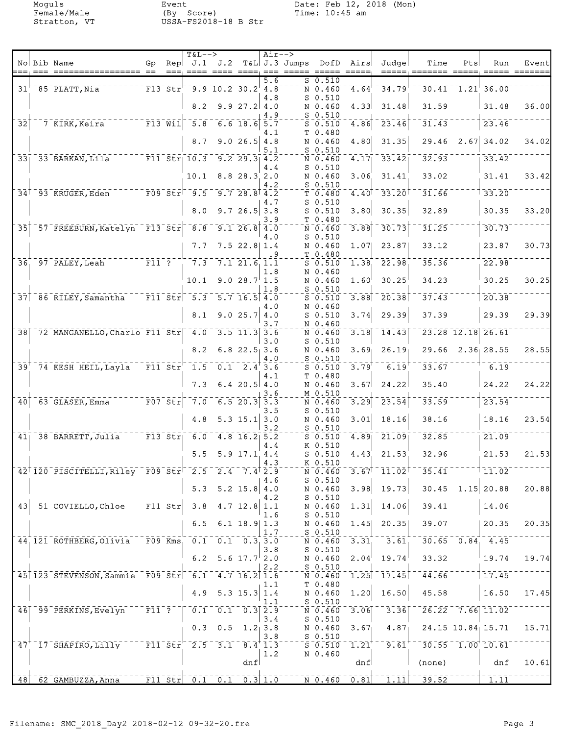| No | Bib | Name | Gp | Rep | J.1 | J.2 | T&L | J.3 | Jumps | DofD | Airs | Judge | Time | Pts | Run | Event |
|---|---|---|---|---|---|---|---|---|---|---|---|---|---|---|---|---|
| | | | | | | | | 5.6 | S | 0.510 | | | | | | |
| 31 | 85 | PLATT,Nia | F13 | Str | 9.9 | 10.2 | 30.2 | 4.8 | N | 0.460 | 4.64 | 34.79 | 30.41 | 1.21 | 36.00 | |
| | | | | | | | | 4.8 | S | 0.510 | | | | | | |
| | | | | | 8.2 | 9.9 | 27.2 | 4.0 | N | 0.460 | 4.33 | 31.48 | 31.59 | | 31.48 | 36.00 |
| | | | | | | | | 4.9 | S | 0.510 | | | | | | |
| 32 | 7 | KIRK,Keira | F13 | Wil | 5.8 | 6.6 | 18.6 | 5.7 | S | 0.510 | 4.86 | 23.46 | 31.43 | | 23.46 | |
| | | | | | | | | 4.1 | T | 0.480 | | | | | | |
| | | | | | 8.7 | 9.0 | 26.5 | 4.8 | N | 0.460 | 4.80 | 31.35 | 29.46 | 2.67 | 34.02 | 34.02 |
| | | | | | | | | 5.1 | S | 0.510 | | | | | | |
| 33 | 33 | BARKAN,Lila | F11 | Str | 10.3 | 9.2 | 29.3 | 4.2 | N | 0.460 | 4.17 | 33.42 | 32.93 | | 33.42 | |
| | | | | | | | | 4.4 | S | 0.510 | | | | | | |
| | | | | | 10.1 | 8.8 | 28.3 | 2.0 | N | 0.460 | 3.06 | 31.41 | 33.02 | | 31.41 | 33.42 |
| | | | | | | | | 4.2 | S | 0.510 | | | | | | |
| 34 | 93 | KRUGER,Eden | F09 | Str | 9.5 | 9.7 | 28.8 | 4.2 | T | 0.480 | 4.40 | 33.20 | 31.66 | | 33.20 | |
| | | | | | | | | 4.7 | S | 0.510 | | | | | | |
| | | | | | 8.0 | 9.7 | 26.5 | 3.8 | S | 0.510 | 3.80 | 30.35 | 32.89 | | 30.35 | 33.20 |
| | | | | | | | | 3.9 | T | 0.480 | | | | | | |
| 35 | 57 | FREEBURN,Katelyn | F13 | Str | 8.8 | 9.1 | 26.8 | 4.0 | N | 0.460 | 3.88 | 30.73 | 31.25 | | 30.73 | |
| | | | | | | | | 4.0 | S | 0.510 | | | | | | |
| | | | | | 7.7 | 7.5 | 22.8 | 1.4 | N | 0.460 | 1.07 | 23.87 | 33.12 | | 23.87 | 30.73 |
| | | | | | | | | .9 | T | 0.480 | | | | | | |
| 36 | 97 | PALEY,Leah | F11 | ? | 7.3 | 7.1 | 21.6 | 1.1 | S | 0.510 | 1.38 | 22.98 | 35.36 | | 22.98 | |
| | | | | | | | | 1.8 | N | 0.460 | | | | | | |
| | | | | | 10.1 | 9.0 | 28.7 | 1.5 | N | 0.460 | 1.60 | 30.25 | 34.23 | | 30.25 | 30.25 |
| | | | | | | | | 1.8 | S | 0.510 | | | | | | |
| 37 | 86 | RILEY,Samantha | F11 | Str | 5.3 | 5.7 | 16.5 | 4.0 | S | 0.510 | 3.88 | 20.38 | 37.43 | | 20.38 | |
| | | | | | | | | 4.0 | N | 0.460 | | | | | | |
| | | | | | 8.1 | 9.0 | 25.7 | 4.0 | S | 0.510 | 3.74 | 29.39 | 37.39 | | 29.39 | 29.39 |
| | | | | | | | | 3.7 | N | 0.460 | | | | | | |
| 38 | 72 | MANGANELLO,Charlo | F11 | Str | 4.0 | 3.5 | 11.3 | 3.6 | N | 0.460 | 3.18 | 14.43 | 23.28 | 12.18 | 26.61 | |
| | | | | | | | | 3.0 | S | 0.510 | | | | | | |
| | | | | | 8.2 | 6.8 | 22.5 | 3.6 | N | 0.460 | 3.69 | 26.19 | 29.66 | 2.36 | 28.55 | 28.55 |
| | | | | | | | | 4.0 | S | 0.510 | | | | | | |
| 39 | 74 | KESH HEIL,Layla | F11 | Str | 1.5 | 0.1 | 2.4 | 3.6 | S | 0.510 | 3.79 | 6.19 | 33.67 | | 6.19 | |
| | | | | | | | | 4.1 | T | 0.480 | | | | | | |
| | | | | | 7.3 | 6.4 | 20.5 | 4.0 | N | 0.460 | 3.67 | 24.22 | 35.40 | | 24.22 | 24.22 |
| | | | | | | | | 3.6 | M | 0.510 | | | | | | |
| 40 | 63 | GLASER,Emma | F07 | Str | 7.0 | 6.5 | 20.3 | 3.3 | N | 0.460 | 3.29 | 23.54 | 33.59 | | 23.54 | |
| | | | | | | | | 3.5 | S | 0.510 | | | | | | |
| | | | | | 4.8 | 5.3 | 15.1 | 3.0 | N | 0.460 | 3.01 | 18.16 | 38.16 | | 18.16 | 23.54 |
| | | | | | | | | 3.2 | S | 0.510 | | | | | | |
| 41 | 38 | BARRETT,Julia | F13 | Str | 6.0 | 4.8 | 16.2 | 5.2 | S | 0.510 | 4.89 | 21.09 | 32.85 | | 21.09 | |
| | | | | | | | | 4.4 | K | 0.510 | | | | | | |
| | | | | | 5.5 | 5.9 | 17.1 | 4.4 | S | 0.510 | 4.43 | 21.53 | 32.96 | | 21.53 | 21.53 |
| | | | | | | | | 4.3 | K | 0.510 | | | | | | |
| 42 | 120 | PISCITELLI,Riley | F09 | Str | 2.5 | 2.4 | 7.4 | 2.9 | N | 0.460 | 3.67 | 11.02 | 35.41 | | 11.02 | |
| | | | | | | | | 4.6 | S | 0.510 | | | | | | |
| | | | | | 5.3 | 5.2 | 15.8 | 4.0 | N | 0.460 | 3.98 | 19.73 | 30.45 | 1.15 | 20.88 | 20.88 |
| | | | | | | | | 4.2 | S | 0.510 | | | | | | |
| 43 | 51 | COVIELLO,Chloe | F11 | Str | 3.8 | 4.7 | 12.8 | 1.1 | N | 0.460 | 1.31 | 14.06 | 39.41 | | 14.06 | |
| | | | | | | | | 1.6 | S | 0.510 | | | | | | |
| | | | | | 6.5 | 6.1 | 18.9 | 1.3 | N | 0.460 | 1.45 | 20.35 | 39.07 | | 20.35 | 20.35 |
| | | | | | | | | 1.7 | S | 0.510 | | | | | | |
| 44 | 121 | ROTHBERG,Olivia | F09 | Kms | 0.1 | 0.1 | 0.3 | 3.0 | N | 0.460 | 3.31 | 3.61 | 30.65 | 0.84 | 4.45 | |
| | | | | | | | | 3.8 | S | 0.510 | | | | | | |
| | | | | | 6.2 | 5.6 | 17.7 | 2.0 | N | 0.460 | 2.04 | 19.74 | 33.32 | | 19.74 | 19.74 |
| | | | | | | | | 2.2 | S | 0.510 | | | | | | |
| 45 | 123 | STEVENSON,Sammie | F09 | Str | 6.1 | 4.7 | 16.2 | 1.6 | N | 0.460 | 1.25 | 17.45 | 44.66 | | 17.45 | |
| | | | | | | | | 1.1 | T | 0.480 | | | | | | |
| | | | | | 4.9 | 5.3 | 15.3 | 1.4 | N | 0.460 | 1.20 | 16.50 | 45.58 | | 16.50 | 17.45 |
| | | | | | | | | 1.1 | S | 0.510 | | | | | | |
| 46 | 99 | PERKINS,Evelyn | F11 | ? | 0.1 | 0.1 | 0.3 | 2.9 | N | 0.460 | 3.06 | 3.36 | 26.22 | 7.66 | 11.02 | |
| | | | | | | | | 3.4 | S | 0.510 | | | | | | |
| | | | | | 0.3 | 0.5 | 1.2 | 3.8 | N | 0.460 | 3.67 | 4.87 | 24.15 | 10.84 | 15.71 | 15.71 |
| | | | | | | | | 3.8 | S | 0.510 | | | | | | |
| 47 | 17 | SHAPIRO,Lilly | F11 | Str | 2.5 | 3.1 | 8.4 | 1.3 | S | 0.510 | 1.21 | 9.61 | 30.55 | 1.00 | 10.61 | |
| | | | | | | | | 1.2 | N | 0.460 | | | | | | |
| | | | | | | | dnf | | | | dnf | | (none) | | dnf | 10.61 |
| 48 | 62 | GAMBUZZA,Anna | F11 | Str | 0.1 | 0.1 | 0.3 | 1.0 | N | 0.460 | 0.81 | 1.11 | 39.52 | | 1.11 | |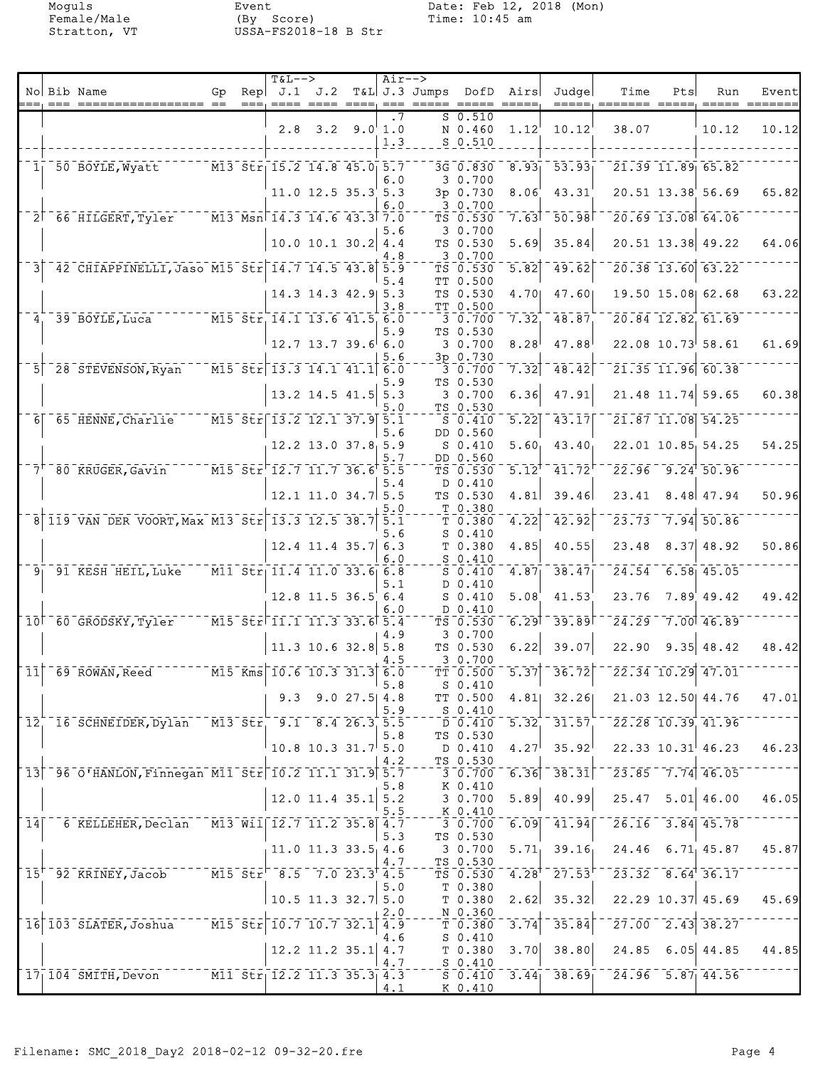Moguls
Female/Male
Stratton, VT

Event
(By Score)
USSA-FS2018-18 B Str

Date: Feb 12, 2018 (Mon)
Time: 10:45 am

| No | Bib | Name | Gp | Rep | T&L--> J.1 | J.2 | T&L | Air--> J.3 | Jumps | DofD | Airs | Judge | Time | Pts | Run | Event |
|---|---|---|---|---|---|---|---|---|---|---|---|---|---|---|---|---|
| | | | | | | | | .7 | S | 0.510 | | | | | | |
| | | | | | 2.8 | 3.2 | 9.0 | 1.0 | N | 0.460 | 1.12 | 10.12 | 38.07 | | 10.12 | 10.12 |
| | | | | | | | | 1.3 | S | 0.510 | | | | | | |
| 1 | 50 | BOYLE,Wyatt | M13 | Str | 15.2 | 14.8 | 45.0 | 5.7 | 3G | 0.830 | 8.93 | 53.93 | 21.39 | 11.89 | 65.82 | |
| | | | | | | | | 6.0 | 3 | 0.700 | | | | | | |
| | | | | | 11.0 | 12.5 | 35.3 | 5.3 | 3p | 0.730 | 8.06 | 43.31 | 20.51 | 13.38 | 56.69 | 65.82 |
| | | | | | | | | 6.0 | 3 | 0.700 | | | | | | |
| 2 | 66 | HILGERT,Tyler | M13 | Msn | 14.3 | 14.6 | 43.3 | 7.0 | TS | 0.530 | 7.63 | 50.98 | 20.69 | 13.08 | 64.06 | |
| | | | | | | | | 5.6 | 3 | 0.700 | | | | | | |
| | | | | | 10.0 | 10.1 | 30.2 | 4.4 | TS | 0.530 | 5.69 | 35.84 | 20.51 | 13.38 | 49.22 | 64.06 |
| | | | | | | | | 4.8 | 3 | 0.700 | | | | | | |
| 3 | 42 | CHIAPPINELLI,Jaso | M15 | Str | 14.7 | 14.5 | 43.8 | 5.9 | TS | 0.530 | 5.82 | 49.62 | 20.38 | 13.60 | 63.22 | |
| | | | | | | | | 5.4 | TT | 0.500 | | | | | | |
| | | | | | 14.3 | 14.3 | 42.9 | 5.3 | TS | 0.530 | 4.70 | 47.60 | 19.50 | 15.08 | 62.68 | 63.22 |
| | | | | | | | | 3.8 | TT | 0.500 | | | | | | |
| 4 | 39 | BOYLE,Luca | M15 | Str | 14.1 | 13.6 | 41.5 | 6.0 | 3 | 0.700 | 7.32 | 48.87 | 20.84 | 12.82 | 61.69 | |
| | | | | | | | | 5.9 | TS | 0.530 | | | | | | |
| | | | | | 12.7 | 13.7 | 39.6 | 6.0 | 3 | 0.700 | 8.28 | 47.88 | 22.08 | 10.73 | 58.61 | 61.69 |
| | | | | | | | | 5.6 | 3p | 0.730 | | | | | | |
| 5 | 28 | STEVENSON,Ryan | M15 | Str | 13.3 | 14.1 | 41.1 | 6.0 | 3 | 0.700 | 7.32 | 48.42 | 21.35 | 11.96 | 60.38 | |
| | | | | | | | | 5.9 | TS | 0.530 | | | | | | |
| | | | | | 13.2 | 14.5 | 41.5 | 5.3 | 3 | 0.700 | 6.36 | 47.91 | 21.48 | 11.74 | 59.65 | 60.38 |
| | | | | | | | | 5.0 | TS | 0.530 | | | | | | |
| 6 | 65 | HENNE,Charlie | M15 | Str | 13.2 | 12.1 | 37.9 | 5.1 | S | 0.410 | 5.22 | 43.17 | 21.87 | 11.08 | 54.25 | |
| | | | | | | | | 5.6 | DD | 0.560 | | | | | | |
| | | | | | 12.2 | 13.0 | 37.8 | 5.9 | S | 0.410 | 5.60 | 43.40 | 22.01 | 10.85 | 54.25 | 54.25 |
| | | | | | | | | 5.7 | DD | 0.560 | | | | | | |
| 7 | 80 | KRUGER,Gavin | M15 | Str | 12.7 | 11.7 | 36.6 | 5.5 | TS | 0.530 | 5.12 | 41.72 | 22.96 | 9.24 | 50.96 | |
| | | | | | | | | 5.4 | D | 0.410 | | | | | | |
| | | | | | 12.1 | 11.0 | 34.7 | 5.5 | TS | 0.530 | 4.81 | 39.46 | 23.41 | 8.48 | 47.94 | 50.96 |
| | | | | | | | | 5.0 | T | 0.380 | | | | | | |
| 8 | 119 | VAN DER VOORT,Max | M13 | Str | 13.3 | 12.5 | 38.7 | 5.1 | T | 0.380 | 4.22 | 42.92 | 23.73 | 7.94 | 50.86 | |
| | | | | | | | | 5.6 | S | 0.410 | | | | | | |
| | | | | | 12.4 | 11.4 | 35.7 | 6.3 | T | 0.380 | 4.85 | 40.55 | 23.48 | 8.37 | 48.92 | 50.86 |
| | | | | | | | | 6.0 | S | 0.410 | | | | | | |
| 9 | 91 | KESH HEIL,Luke | M11 | Str | 11.4 | 11.0 | 33.6 | 6.8 | S | 0.410 | 4.87 | 38.47 | 24.54 | 6.58 | 45.05 | |
| | | | | | | | | 5.1 | D | 0.410 | | | | | | |
| | | | | | 12.8 | 11.5 | 36.5 | 6.4 | S | 0.410 | 5.08 | 41.53 | 23.76 | 7.89 | 49.42 | 49.42 |
| | | | | | | | | 6.0 | D | 0.410 | | | | | | |
| 10 | 60 | GRODSKY,Tyler | M15 | Str | 11.1 | 11.3 | 33.6 | 5.4 | TS | 0.530 | 6.29 | 39.89 | 24.29 | 7.00 | 46.89 | |
| | | | | | | | | 4.9 | 3 | 0.700 | | | | | | |
| | | | | | 11.3 | 10.6 | 32.8 | 5.8 | TS | 0.530 | 6.22 | 39.07 | 22.90 | 9.35 | 48.42 | 48.42 |
| | | | | | | | | 4.5 | 3 | 0.700 | | | | | | |
| 11 | 69 | ROWAN,Reed | M15 | Kms | 10.6 | 10.3 | 31.3 | 6.0 | TT | 0.500 | 5.37 | 36.72 | 22.34 | 10.29 | 47.01 | |
| | | | | | | | | 5.8 | S | 0.410 | | | | | | |
| | | | | | 9.3 | 9.0 | 27.5 | 4.8 | TT | 0.500 | 4.81 | 32.26 | 21.03 | 12.50 | 44.76 | 47.01 |
| | | | | | | | | 5.9 | S | 0.410 | | | | | | |
| 12 | 16 | SCHNEIDER,Dylan | M13 | Str | 9.1 | 8.4 | 26.3 | 5.5 | D | 0.410 | 5.32 | 31.57 | 22.28 | 10.39 | 41.96 | |
| | | | | | | | | 5.8 | TS | 0.530 | | | | | | |
| | | | | | 10.8 | 10.3 | 31.7 | 5.0 | D | 0.410 | 4.27 | 35.92 | 22.33 | 10.31 | 46.23 | 46.23 |
| | | | | | | | | 4.2 | TS | 0.530 | | | | | | |
| 13 | 96 | O'HANLON,Finnegan | M11 | Str | 10.2 | 11.1 | 31.9 | 5.7 | 3 | 0.700 | 6.36 | 38.31 | 23.85 | 7.74 | 46.05 | |
| | | | | | | | | 5.8 | K | 0.410 | | | | | | |
| | | | | | 12.0 | 11.4 | 35.1 | 5.2 | 3 | 0.700 | 5.89 | 40.99 | 25.47 | 5.01 | 46.00 | 46.05 |
| | | | | | | | | 5.5 | K | 0.410 | | | | | | |
| 14 | 6 | KELLEHER,Declan | M13 | Wil | 12.7 | 11.2 | 35.8 | 4.7 | 3 | 0.700 | 6.09 | 41.94 | 26.16 | 3.84 | 45.78 | |
| | | | | | | | | 5.3 | TS | 0.530 | | | | | | |
| | | | | | 11.0 | 11.3 | 33.5 | 4.6 | 3 | 0.700 | 5.71 | 39.16 | 24.46 | 6.71 | 45.87 | 45.87 |
| | | | | | | | | 4.7 | TS | 0.530 | | | | | | |
| 15 | 92 | KRINEY,Jacob | M15 | Str | 8.5 | 7.0 | 23.3 | 4.5 | TS | 0.530 | 4.28 | 27.53 | 23.32 | 8.64 | 36.17 | |
| | | | | | | | | 5.0 | T | 0.380 | | | | | | |
| | | | | | 10.5 | 11.3 | 32.7 | 5.0 | T | 0.380 | 2.62 | 35.32 | 22.29 | 10.37 | 45.69 | 45.69 |
| | | | | | | | | 2.0 | N | 0.360 | | | | | | |
| 16 | 103 | SLATER,Joshua | M15 | Str | 10.7 | 10.7 | 32.1 | 4.9 | T | 0.380 | 3.74 | 35.84 | 27.00 | 2.43 | 38.27 | |
| | | | | | | | | 4.6 | S | 0.410 | | | | | | |
| | | | | | 12.2 | 11.2 | 35.1 | 4.7 | T | 0.380 | 3.70 | 38.80 | 24.85 | 6.05 | 44.85 | 44.85 |
| | | | | | | | | 4.7 | S | 0.410 | | | | | | |
| 17 | 104 | SMITH,Devon | M11 | Str | 12.2 | 11.3 | 35.3 | 4.3 | S | 0.410 | 3.44 | 38.69 | 24.96 | 5.87 | 44.56 | |
| | | | | | | | | 4.1 | K | 0.410 | | | | | | |

Filename: SMC_2018_Day2 2018-02-12 09-32-20.fre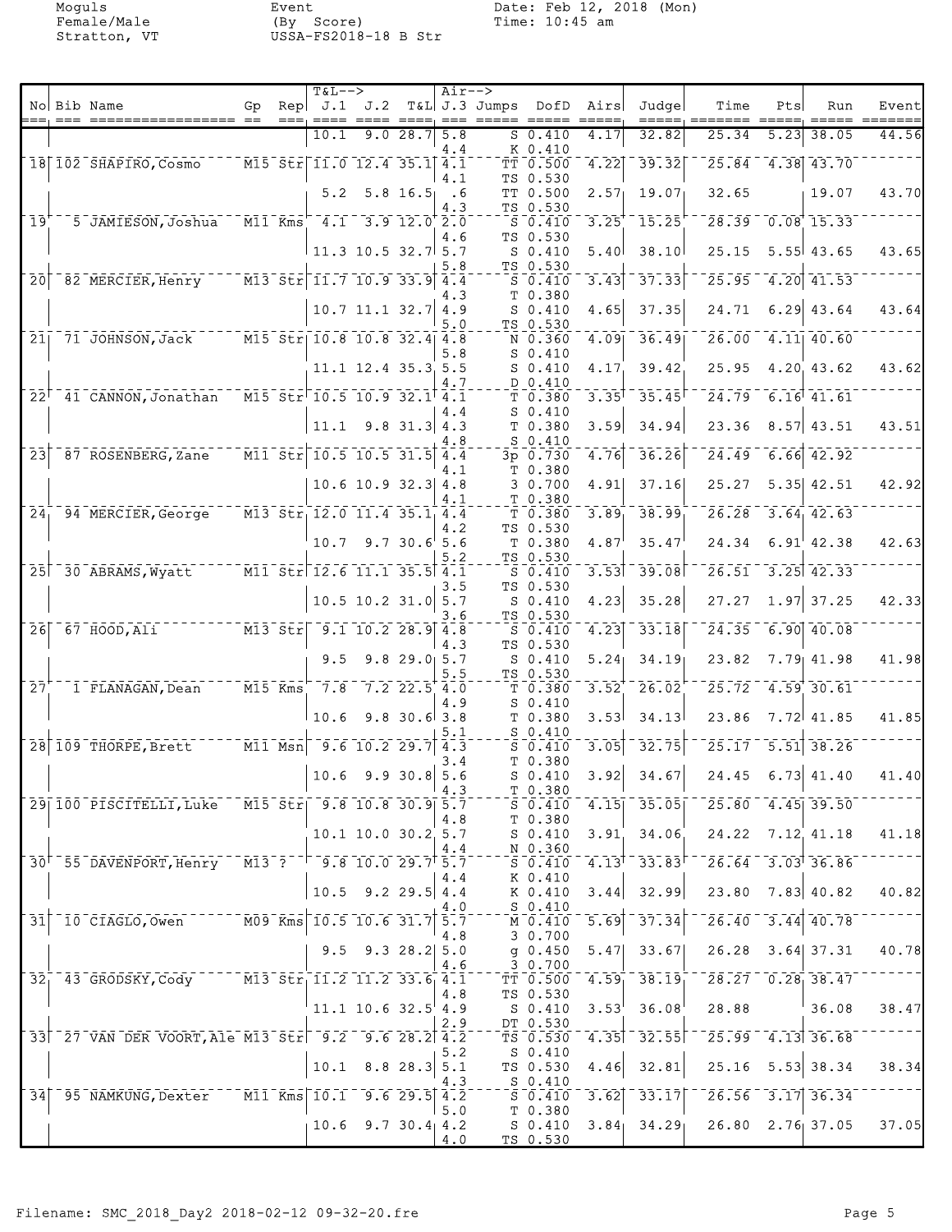Moguls
Female/Male
Stratton, VT

Event
(By Score)
USSA-FS2018-18 B Str

Date: Feb 12, 2018 (Mon)
Time: 10:45 am

| No | Bib | Name | Gp | Rep | T&L--> J.1 | J.2 | T&L | Air--> J.3 | Jumps | DofD | Airs | Judge | Time | Pts | Run | Event |
|---|---|---|---|---|---|---|---|---|---|---|---|---|---|---|---|---|
| | | | | | 10.1 | 9.0 | 28.7 | 5.8 | S | 0.410 | 4.17 | 32.82 | 25.34 | 5.23 | 38.05 | 44.56 |
| | | | | | | | | 4.4 | K | 0.410 | | | | | | |
| 18 | 102 | SHAPIRO,Cosmo | M15 | Str | 11.0 | 12.4 | 35.1 | 4.1 | TT | 0.500 | 4.22 | 39.32 | 25.84 | 4.38 | 43.70 | |
| | | | | | | | | 4.1 | TS | 0.530 | | | | | | |
| | | | | | 5.2 | 5.8 | 16.5 | .6 | TT | 0.500 | 2.57 | 19.07 | 32.65 | | 19.07 | 43.70 |
| | | | | | | | | 4.3 | TS | 0.530 | | | | | | |
| 19 | 5 | JAMIESON,Joshua | M11 | Kms | 4.1 | 3.9 | 12.0 | 2.0 | S | 0.410 | 3.25 | 15.25 | 28.39 | 0.08 | 15.33 | |
| | | | | | | | | 4.6 | TS | 0.530 | | | | | | |
| | | | | | 11.3 | 10.5 | 32.7 | 5.7 | S | 0.410 | 5.40 | 38.10 | 25.15 | 5.55 | 43.65 | 43.65 |
| | | | | | | | | 5.8 | TS | 0.530 | | | | | | |
| 20 | 82 | MERCIER,Henry | M13 | Str | 11.7 | 10.9 | 33.9 | 4.4 | S | 0.410 | 3.43 | 37.33 | 25.95 | 4.20 | 41.53 | |
| | | | | | | | | 4.3 | T | 0.380 | | | | | | |
| | | | | | 10.7 | 11.1 | 32.7 | 4.9 | S | 0.410 | 4.65 | 37.35 | 24.71 | 6.29 | 43.64 | 43.64 |
| | | | | | | | | 5.0 | TS | 0.530 | | | | | | |
| 21 | 71 | JOHNSON,Jack | M15 | Str | 10.8 | 10.8 | 32.4 | 4.8 | N | 0.360 | 4.09 | 36.49 | 26.00 | 4.11 | 40.60 | |
| | | | | | | | | 5.8 | S | 0.410 | | | | | | |
| | | | | | 11.1 | 12.4 | 35.3 | 5.5 | S | 0.410 | 4.17 | 39.42 | 25.95 | 4.20 | 43.62 | 43.62 |
| | | | | | | | | 4.7 | D | 0.410 | | | | | | |
| 22 | 41 | CANNON,Jonathan | M15 | Str | 10.5 | 10.9 | 32.1 | 4.1 | T | 0.380 | 3.35 | 35.45 | 24.79 | 6.16 | 41.61 | |
| | | | | | | | | 4.4 | S | 0.410 | | | | | | |
| | | | | | 11.1 | 9.8 | 31.3 | 4.3 | T | 0.380 | 3.59 | 34.94 | 23.36 | 8.57 | 43.51 | 43.51 |
| | | | | | | | | 4.8 | S | 0.410 | | | | | | |
| 23 | 87 | ROSENBERG,Zane | M11 | Str | 10.5 | 10.5 | 31.5 | 4.4 | 3p | 0.730 | 4.76 | 36.26 | 24.49 | 6.66 | 42.92 | |
| | | | | | | | | 4.1 | T | 0.380 | | | | | | |
| | | | | | 10.6 | 10.9 | 32.3 | 4.8 | 3 | 0.700 | 4.91 | 37.16 | 25.27 | 5.35 | 42.51 | 42.92 |
| | | | | | | | | 4.1 | T | 0.380 | | | | | | |
| 24 | 94 | MERCIER,George | M13 | Str | 12.0 | 11.4 | 35.1 | 4.4 | T | 0.380 | 3.89 | 38.99 | 26.28 | 3.64 | 42.63 | |
| | | | | | | | | 4.2 | TS | 0.530 | | | | | | |
| | | | | | 10.7 | 9.7 | 30.6 | 5.6 | T | 0.380 | 4.87 | 35.47 | 24.34 | 6.91 | 42.38 | 42.63 |
| | | | | | | | | 5.2 | TS | 0.530 | | | | | | |
| 25 | 30 | ABRAMS,Wyatt | M11 | Str | 12.6 | 11.1 | 35.5 | 4.1 | S | 0.410 | 3.53 | 39.08 | 26.51 | 3.25 | 42.33 | |
| | | | | | | | | 3.5 | TS | 0.530 | | | | | | |
| | | | | | 10.5 | 10.2 | 31.0 | 5.7 | S | 0.410 | 4.23 | 35.28 | 27.27 | 1.97 | 37.25 | 42.33 |
| | | | | | | | | 3.6 | TS | 0.530 | | | | | | |
| 26 | 67 | HOOD,Ali | M13 | Str | 9.1 | 10.2 | 28.9 | 4.8 | S | 0.410 | 4.23 | 33.18 | 24.35 | 6.90 | 40.08 | |
| | | | | | | | | 4.3 | TS | 0.530 | | | | | | |
| | | | | | 9.5 | 9.8 | 29.0 | 5.7 | S | 0.410 | 5.24 | 34.19 | 23.82 | 7.79 | 41.98 | 41.98 |
| | | | | | | | | 5.5 | TS | 0.530 | | | | | | |
| 27 | 1 | FLANAGAN,Dean | M15 | Kms | 7.8 | 7.2 | 22.5 | 4.0 | T | 0.380 | 3.52 | 26.02 | 25.72 | 4.59 | 30.61 | |
| | | | | | | | | 4.9 | S | 0.410 | | | | | | |
| | | | | | 10.6 | 9.8 | 30.6 | 3.8 | T | 0.380 | 3.53 | 34.13 | 23.86 | 7.72 | 41.85 | 41.85 |
| | | | | | | | | 5.1 | S | 0.410 | | | | | | |
| 28 | 109 | THORPE,Brett | M11 | Msn | 9.6 | 10.2 | 29.7 | 4.3 | S | 0.410 | 3.05 | 32.75 | 25.17 | 5.51 | 38.26 | |
| | | | | | | | | 3.4 | T | 0.380 | | | | | | |
| | | | | | 10.6 | 9.9 | 30.8 | 5.6 | S | 0.410 | 3.92 | 34.67 | 24.45 | 6.73 | 41.40 | 41.40 |
| | | | | | | | | 4.3 | T | 0.380 | | | | | | |
| 29 | 100 | PISCITELLI,Luke | M15 | Str | 9.8 | 10.8 | 30.9 | 5.7 | S | 0.410 | 4.15 | 35.05 | 25.80 | 4.45 | 39.50 | |
| | | | | | | | | 4.8 | T | 0.380 | | | | | | |
| | | | | | 10.1 | 10.0 | 30.2 | 5.7 | S | 0.410 | 3.91 | 34.06 | 24.22 | 7.12 | 41.18 | 41.18 |
| | | | | | | | | 4.4 | N | 0.360 | | | | | | |
| 30 | 55 | DAVENPORT,Henry | M13 | ? | 9.8 | 10.0 | 29.7 | 5.7 | S | 0.410 | 4.13 | 33.83 | 26.64 | 3.03 | 36.86 | |
| | | | | | | | | 4.4 | K | 0.410 | | | | | | |
| | | | | | 10.5 | 9.2 | 29.5 | 4.4 | K | 0.410 | 3.44 | 32.99 | 23.80 | 7.83 | 40.82 | 40.82 |
| | | | | | | | | 4.0 | S | 0.410 | | | | | | |
| 31 | 10 | CIAGLO,Owen | M09 | Kms | 10.5 | 10.6 | 31.7 | 5.7 | M | 0.410 | 5.69 | 37.34 | 26.40 | 3.44 | 40.78 | |
| | | | | | | | | 4.8 | 3 | 0.700 | | | | | | |
| | | | | | 9.5 | 9.3 | 28.2 | 5.0 | g | 0.450 | 5.47 | 33.67 | 26.28 | 3.64 | 37.31 | 40.78 |
| | | | | | | | | 4.6 | 3 | 0.700 | | | | | | |
| 32 | 43 | GRODSKY,Cody | M13 | Str | 11.2 | 11.2 | 33.6 | 4.1 | TT | 0.500 | 4.59 | 38.19 | 28.27 | 0.28 | 38.47 | |
| | | | | | | | | 4.8 | TS | 0.530 | | | | | | |
| | | | | | 11.1 | 10.6 | 32.5 | 4.9 | S | 0.410 | 3.53 | 36.08 | 28.88 | | 36.08 | 38.47 |
| | | | | | | | | 2.9 | DT | 0.530 | | | | | | |
| 33 | 27 | VAN DER VOORT,Ale | M13 | Str | 9.2 | 9.6 | 28.2 | 4.2 | TS | 0.530 | 4.35 | 32.55 | 25.99 | 4.13 | 36.68 | |
| | | | | | | | | 5.2 | S | 0.410 | | | | | | |
| | | | | | 10.1 | 8.8 | 28.3 | 5.1 | TS | 0.530 | 4.46 | 32.81 | 25.16 | 5.53 | 38.34 | 38.34 |
| | | | | | | | | 4.3 | S | 0.410 | | | | | | |
| 34 | 95 | NAMKUNG,Dexter | M11 | Kms | 10.1 | 9.6 | 29.5 | 4.2 | S | 0.410 | 3.62 | 33.17 | 26.56 | 3.17 | 36.34 | |
| | | | | | | | | 5.0 | T | 0.380 | | | | | | |
| | | | | | 10.6 | 9.7 | 30.4 | 4.2 | S | 0.410 | 3.84 | 34.29 | 26.80 | 2.76 | 37.05 | 37.05 |
| | | | | | | | | 4.0 | TS | 0.530 | | | | | | |

Filename: SMC_2018_Day2 2018-02-12 09-32-20.fre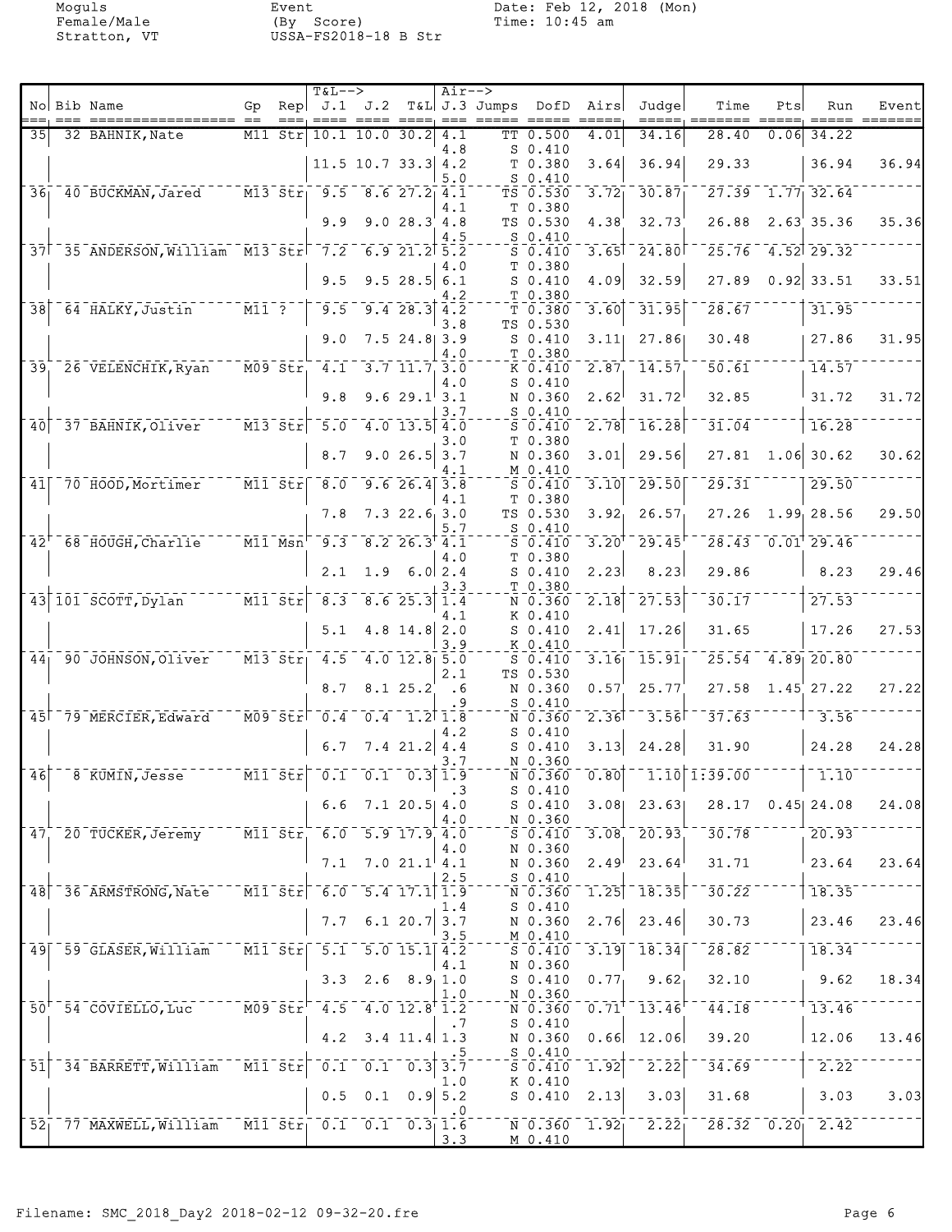Moguls
Female/Male
Stratton, VT

Event
(By Score)
USSA-FS2018-18 B Str

Date: Feb 12, 2018 (Mon)
Time: 10:45 am

| No | Bib | Name | Gp | Rep | T&L--> J.1 | J.2 | T&L | Air--> J.3 | Jumps | DofD | Airs | Judge | Time | Pts | Run | Event |
|---|---|---|---|---|---|---|---|---|---|---|---|---|---|---|---|---|
| 35 | 32 | BAHNIK, Nate | M11 | Str | 10.1 | 10.0 | 30.2 | 4.1 | TT | 0.500 | 4.01 | 34.16 | 28.40 | 0.06 | 34.22 | |
| | | | | | | | | 4.8 | S | 0.410 | | | | | | |
| | | | | | 11.5 | 10.7 | 33.3 | 4.2 | T | 0.380 | 3.64 | 36.94 | 29.33 | | 36.94 | 36.94 |
| | | | | | | | | 5.0 | S | 0.410 | | | | | | |
| 36 | 40 | BUCKMAN, Jared | M13 | Str | 9.5 | 8.6 | 27.2 | 4.1 | TS | 0.530 | 3.72 | 30.87 | 27.39 | 1.77 | 32.64 | |
| | | | | | | | | 4.1 | T | 0.380 | | | | | | |
| | | | | | 9.9 | 9.0 | 28.3 | 4.8 | TS | 0.530 | 4.38 | 32.73 | 26.88 | 2.63 | 35.36 | 35.36 |
| | | | | | | | | 4.5 | S | 0.410 | | | | | | |
| 37 | 35 | ANDERSON, William | M13 | Str | 7.2 | 6.9 | 21.2 | 5.2 | S | 0.410 | 3.65 | 24.80 | 25.76 | 4.52 | 29.32 | |
| | | | | | | | | 4.0 | T | 0.380 | | | | | | |
| | | | | | 9.5 | 9.5 | 28.5 | 6.1 | S | 0.410 | 4.09 | 32.59 | 27.89 | 0.92 | 33.51 | 33.51 |
| | | | | | | | | 4.2 | T | 0.380 | | | | | | |
| 38 | 64 | HALKY, Justin | M11 | ? | 9.5 | 9.4 | 28.3 | 4.2 | T | 0.380 | 3.60 | 31.95 | 28.67 | | 31.95 | |
| | | | | | | | | 3.8 | TS | 0.530 | | | | | | |
| | | | | | 9.0 | 7.5 | 24.8 | 3.9 | S | 0.410 | 3.11 | 27.86 | 30.48 | | 27.86 | 31.95 |
| | | | | | | | | 4.0 | T | 0.380 | | | | | | |
| 39 | 26 | VELENCHIK, Ryan | M09 | Str | 4.1 | 3.7 | 11.7 | 3.0 | K | 0.410 | 2.87 | 14.57 | 50.61 | | 14.57 | |
| | | | | | | | | 4.0 | S | 0.410 | | | | | | |
| | | | | | 9.8 | 9.6 | 29.1 | 3.1 | N | 0.360 | 2.62 | 31.72 | 32.85 | | 31.72 | 31.72 |
| | | | | | | | | 3.7 | S | 0.410 | | | | | | |
| 40 | 37 | BAHNIK, Oliver | M13 | Str | 5.0 | 4.0 | 13.5 | 4.0 | S | 0.410 | 2.78 | 16.28 | 31.04 | | 16.28 | |
| | | | | | | | | 3.0 | T | 0.380 | | | | | | |
| | | | | | 8.7 | 9.0 | 26.5 | 3.7 | N | 0.360 | 3.01 | 29.56 | 27.81 | 1.06 | 30.62 | 30.62 |
| | | | | | | | | 4.1 | M | 0.410 | | | | | | |
| 41 | 70 | HOOD, Mortimer | M11 | Str | 8.0 | 9.6 | 26.4 | 3.8 | S | 0.410 | 3.10 | 29.50 | 29.31 | | 29.50 | |
| | | | | | | | | 4.1 | T | 0.380 | | | | | | |
| | | | | | 7.8 | 7.3 | 22.6 | 3.0 | TS | 0.530 | 3.92 | 26.57 | 27.26 | 1.99 | 28.56 | 29.50 |
| | | | | | | | | 5.7 | S | 0.410 | | | | | | |
| 42 | 68 | HOUGH, Charlie | M11 | Msn | 9.3 | 8.2 | 26.3 | 4.1 | S | 0.410 | 3.20 | 29.45 | 28.43 | 0.01 | 29.46 | |
| | | | | | | | | 4.0 | T | 0.380 | | | | | | |
| | | | | | 2.1 | 1.9 | 6.0 | 2.4 | S | 0.410 | 2.23 | 8.23 | 29.86 | | 8.23 | 29.46 |
| | | | | | | | | 3.3 | T | 0.380 | | | | | | |
| 43 | 101 | SCOTT, Dylan | M11 | Str | 8.3 | 8.6 | 25.3 | 1.4 | N | 0.360 | 2.18 | 27.53 | 30.17 | | 27.53 | |
| | | | | | | | | 4.1 | K | 0.410 | | | | | | |
| | | | | | 5.1 | 4.8 | 14.8 | 2.0 | S | 0.410 | 2.41 | 17.26 | 31.65 | | 17.26 | 27.53 |
| | | | | | | | | 3.9 | K | 0.410 | | | | | | |
| 44 | 90 | JOHNSON, Oliver | M13 | Str | 4.5 | 4.0 | 12.8 | 5.0 | S | 0.410 | 3.16 | 15.91 | 25.54 | 4.89 | 20.80 | |
| | | | | | | | | 2.1 | TS | 0.530 | | | | | | |
| | | | | | 8.7 | 8.1 | 25.2 | .6 | N | 0.360 | 0.57 | 25.77 | 27.58 | 1.45 | 27.22 | 27.22 |
| | | | | | | | | .9 | S | 0.410 | | | | | | |
| 45 | 79 | MERCIER, Edward | M09 | Str | 0.4 | 0.4 | 1.2 | 1.8 | N | 0.360 | 2.36 | 3.56 | 37.63 | | 3.56 | |
| | | | | | | | | 4.2 | S | 0.410 | | | | | | |
| | | | | | 6.7 | 7.4 | 21.2 | 4.4 | S | 0.410 | 3.13 | 24.28 | 31.90 | | 24.28 | 24.28 |
| | | | | | | | | 3.7 | N | 0.360 | | | | | | |
| 46 | 8 | KUMIN, Jesse | M11 | Str | 0.1 | 0.1 | 0.3 | 1.9 | N | 0.360 | 0.80 | 1.10 | 1:39.00 | | 1.10 | |
| | | | | | | | | .3 | S | 0.410 | | | | | | |
| | | | | | 6.6 | 7.1 | 20.5 | 4.0 | S | 0.410 | 3.08 | 23.63 | 28.17 | 0.45 | 24.08 | 24.08 |
| | | | | | | | | 4.0 | N | 0.360 | | | | | | |
| 47 | 20 | TUCKER, Jeremy | M11 | Str | 6.0 | 5.9 | 17.9 | 4.0 | S | 0.410 | 3.08 | 20.93 | 30.78 | | 20.93 | |
| | | | | | | | | 4.0 | N | 0.360 | | | | | | |
| | | | | | 7.1 | 7.0 | 21.1 | 4.1 | N | 0.360 | 2.49 | 23.64 | 31.71 | | 23.64 | 23.64 |
| | | | | | | | | 2.5 | S | 0.410 | | | | | | |
| 48 | 36 | ARMSTRONG, Nate | M11 | Str | 6.0 | 5.4 | 17.1 | 1.9 | N | 0.360 | 1.25 | 18.35 | 30.22 | | 18.35 | |
| | | | | | | | | 1.4 | S | 0.410 | | | | | | |
| | | | | | 7.7 | 6.1 | 20.7 | 3.7 | N | 0.360 | 2.76 | 23.46 | 30.73 | | 23.46 | 23.46 |
| | | | | | | | | 3.5 | M | 0.410 | | | | | | |
| 49 | 59 | GLASER, William | M11 | Str | 5.1 | 5.0 | 15.1 | 4.2 | S | 0.410 | 3.19 | 18.34 | 28.82 | | 18.34 | |
| | | | | | | | | 4.1 | N | 0.360 | | | | | | |
| | | | | | 3.3 | 2.6 | 8.9 | 1.0 | S | 0.410 | 0.77 | 9.62 | 32.10 | | 9.62 | 18.34 |
| | | | | | | | | 1.0 | N | 0.360 | | | | | | |
| 50 | 54 | COVIELLO, Luc | M09 | Str | 4.5 | 4.0 | 12.8 | 1.2 | N | 0.360 | 0.71 | 13.46 | 44.18 | | 13.46 | |
| | | | | | | | | .7 | S | 0.410 | | | | | | |
| | | | | | 4.2 | 3.4 | 11.4 | 1.3 | N | 0.360 | 0.66 | 12.06 | 39.20 | | 12.06 | 13.46 |
| | | | | | | | | .5 | S | 0.410 | | | | | | |
| 51 | 34 | BARRETT, William | M11 | Str | 0.1 | 0.1 | 0.3 | 3.7 | S | 0.410 | 1.92 | 2.22 | 34.69 | | 2.22 | |
| | | | | | | | | 1.0 | K | 0.410 | | | | | | |
| | | | | | 0.5 | 0.1 | 0.9 | 5.2 | S | 0.410 | 2.13 | 3.03 | 31.68 | | 3.03 | 3.03 |
| | | | | | | | | .0 | | | | | | | | |
| 52 | 77 | MAXWELL, William | M11 | Str | 0.1 | 0.1 | 0.3 | 1.6 | N | 0.360 | 1.92 | 2.22 | 28.32 | 0.20 | 2.42 | |
| | | | | | | | | 3.3 | M | 0.410 | | | | | | |

Filename: SMC_2018_Day2 2018-02-12 09-32-20.fre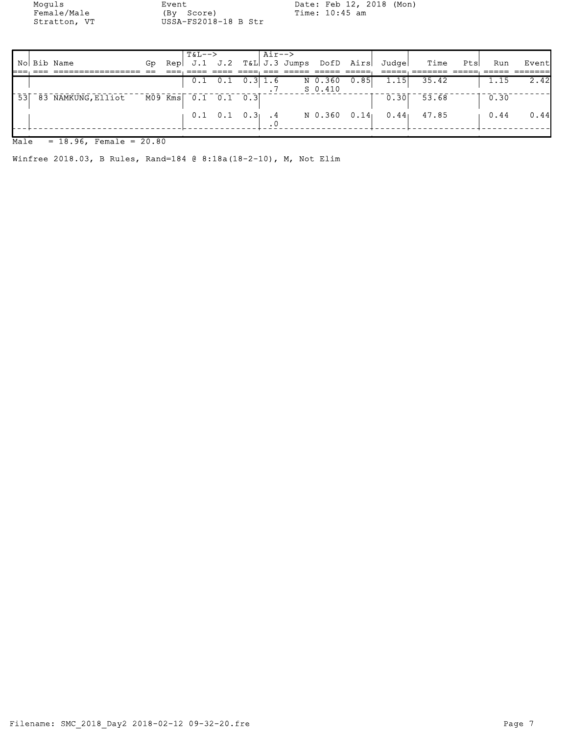Moguls
Female/Male
Stratton, VT

Event
(By Score)
USSA-FS2018-18 B Str

Date: Feb 12, 2018 (Mon)
Time: 10:45 am

| No | Bib | Name | Gp | Rep | T&L--> J.1 | J.2 | T&L | Air--> J.3 | Jumps | DofD | Airs | Judge | Time | Pts | Run | Event |
|---|---|---|---|---|---|---|---|---|---|---|---|---|---|---|---|---|
| | | | | | 0.1 | 0.1 | 0.3 | 1.6 | | N 0.360 | 0.85 | 1.15 | 35.42 | | 1.15 | 2.42 |
| | | | | | | | | .7 | | S 0.410 | | | | | | |
| 53 | 83 | NAMKUNG,Elliot | M09 | Kms | 0.1 | 0.1 | 0.3 | | | | | 0.30 | 53.68 | | 0.30 | |
| | | | | | 0.1 | 0.1 | 0.3 | .4 | | N 0.360 | 0.14 | 0.44 | 47.85 | | 0.44 | 0.44 |
| | | | | | | | | .0 | | | | | | | | |

Male = 18.96, Female = 20.80

Winfree 2018.03, B Rules, Rand=184 @ 8:18a(18-2-10), M, Not Elim

Filename: SMC_2018_Day2 2018-02-12 09-32-20.fre